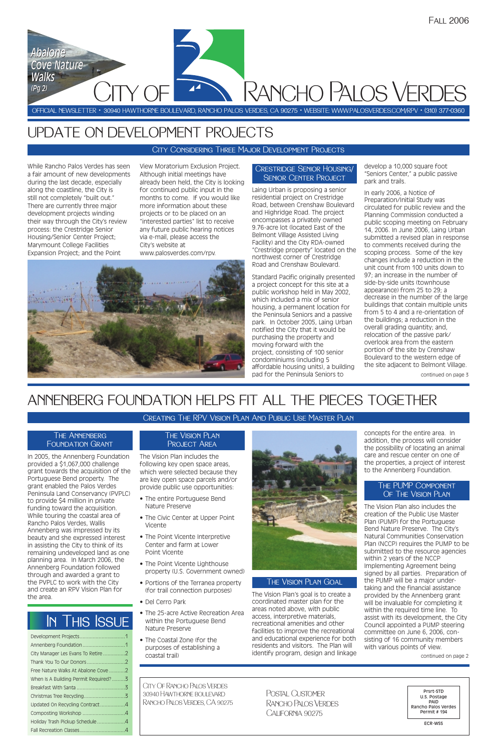Fall 2006

Abalone Cove Nature Walks (Pg 2)

# City of Rancho Palos Verdes

OFFICIAL NEWSLETTER • 30940 HAWTHORNE BOULEVARD, RANCHO PALOS VERDES, CA 90275 • WEBSITE: WWW.PALOSVERDES.COM/RPV • (310) 377-0360

## UPDATE ON DEVELOPMENT PROJECTS

### City Considering Three Major Development Projects

While Rancho Palos Verdes has seen a fair amount of new developments during the last decade, especially along the coastline, the City is still not completely "built out." There are currently three major development projects winding their way through the City's review process: the Crestridge Senior Housing/Senior Center Project; Marymount College Facilities Expansion Project; and the Point View Moratorium Exclusion Project. Although initial meetings have already been held, the City is looking for continued public input in the months to come. If you would like more information about these projects or to be placed on an "interested parties" list to receive any future public hearing notices via e-mail, please access the City's website at www.palosverdes.com/rpv.

### Crestridge Senior Housing/ Senior Center Project

Laing Urban is proposing a senior residential project on Crestridge Road, between Crenshaw Boulevard and Highridge Road. The project encompasses a privately owned 9.76-acre lot (located East of the Belmont Village Assisted Living Facility) and the City RDA-owned "Crestridge property" located on the northwest corner of Crestridge Road and Crenshaw Boulevard.

Standard Pacific originally presented a project concept for this site at a public workshop held in May 2002, which included a mix of senior housing, a permanent location for the Peninsula Seniors and a passive park. In October 2005, Laing Urban notified the City that it would be purchasing the property and moving forward with the project, consisting of 100 senior condominiums (including 5 affordable housing units), a building pad for the Peninsula Seniors to develop a 10,000 square foot "Seniors Center," a public passive park and trails.

In early 2006, a Notice of Preparation/Initial Study was circulated for public review and the Planning Commission conducted a public scoping meeting on February 14, 2006. In June 2006, Laing Urban submitted a revised plan in response to comments received during the scoping process. Some of the key changes include a reduction in the overall unit count from 100 units down to 97; an increase in the number of side-by-side units (townhouse appearance) from 25 to 29; a decrease in the number of the large buildings that contain multiple units from 5 to 4 and a re-orientation of the buildings; a reduction in the overall grading quantity; and, relocation of the passive park/ overlook area from the eastern portion of the site by Crenshaw Boulevard to the western edge of the site adjacent to Belmont Village.

continued on page 3

## ANNENBERG FOUNDATION HELPS FIT ALL THE PIECES TOGETHER

### Creating The RPV Vision Plan And Public Use Master Plan

### The Annenberg Foundation Grant

In 2005, the Annenberg Foundation provided a $1,067,000 challenge grant towards the acquisition of the Portuguese Bend property. The grant enabled the Palos Verdes Peninsula Land Conservancy (PVPLC) to provide $4 million in private funding toward the acquisition. While touring the coastal area of Rancho Palos Verdes, Wallis Annenberg was impressed by its beauty and she expressed interest in assisting the City to think of its remaining undeveloped land as one planning area. In March 2006, the Annenberg Foundation followed through and awarded a grant to the PVPLC to work with the City and create an RPV Vision Plan for the area.

### The Vision Plan Project Area

The Vision Plan includes the following key open space areas, which were selected because they are key open space parcels and/or provide public use opportunities:

- The entire Portuguese Bend Nature Preserve
- The Civic Center at Upper Point Vicente
- The Point Vicente Interpretive Center and farm at Lower Point Vicente
- The Point Vicente Lighthouse property (U.S. Government owned)
- Portions of the Terranea property (for trail connection purposes)
- Del Cerro Park
- The 25-acre Active Recreation Area within the Portuguese Bend Nature Preserve
- The Coastal Zone (for the purposes of establishing a coastal trail)

### The Vision Plan Goal

The Vision Plan's goal is to create a coordinated master plan for the areas noted above, with public access, interpretive materials, recreational amenities and other facilities to improve the recreational and educational experience for both residents and visitors. The Plan will identify program, design and linkage concepts for the entire area. In addition, the process will consider the possibility of locating an animal care and rescue center on one of the properties, a project of interest to the Annenberg Foundation.

### The PUMP Component Of The Vision Plan

The Vision Plan also includes the creation of the Public Use Master Plan (PUMP) for the Portuguese Bend Nature Preserve. The City's Natural Communities Conservation Plan (NCCP) requires the PUMP to be submitted to the resource agencies within 2 years of the NCCP Implementing Agreement being signed by all parties. Preparation of the PUMP will be a major undertaking and the financial assistance provided by the Annenberg grant will be invaluable for completing it within the required time line. To assist with its development, the City Council appointed a PUMP steering committee on June 6, 2006, consisting of 16 community members with various points of view.

continued on page 2

## In This Issue

- Development Projects....1
- Annenberg Foundation....1
- City Manager Les Evans To Retire....2
- Thank You To Our Donors....2
- Free Nature Walks At Abalone Cove....2
- When Is A Building Permit Required?....3
- Breakfast With Santa....3
- Christmas Tree Recycling....3
- Updated On Recycling Contract....4
- Composting Workshop....4
- Holiday Trash Pickup Schedule....4
- Fall Recreation Classes....4

City Of Rancho Palos Verdes
30940 Hawthorne Boulevard
Rancho Palos Verdes, CA 90275

Postal Customer
Rancho Palos Verdes
California 90275

Prsrt-STD
U.S. Postage
PAID
Rancho Palos Verdes
Permit # 194

ECR-WSS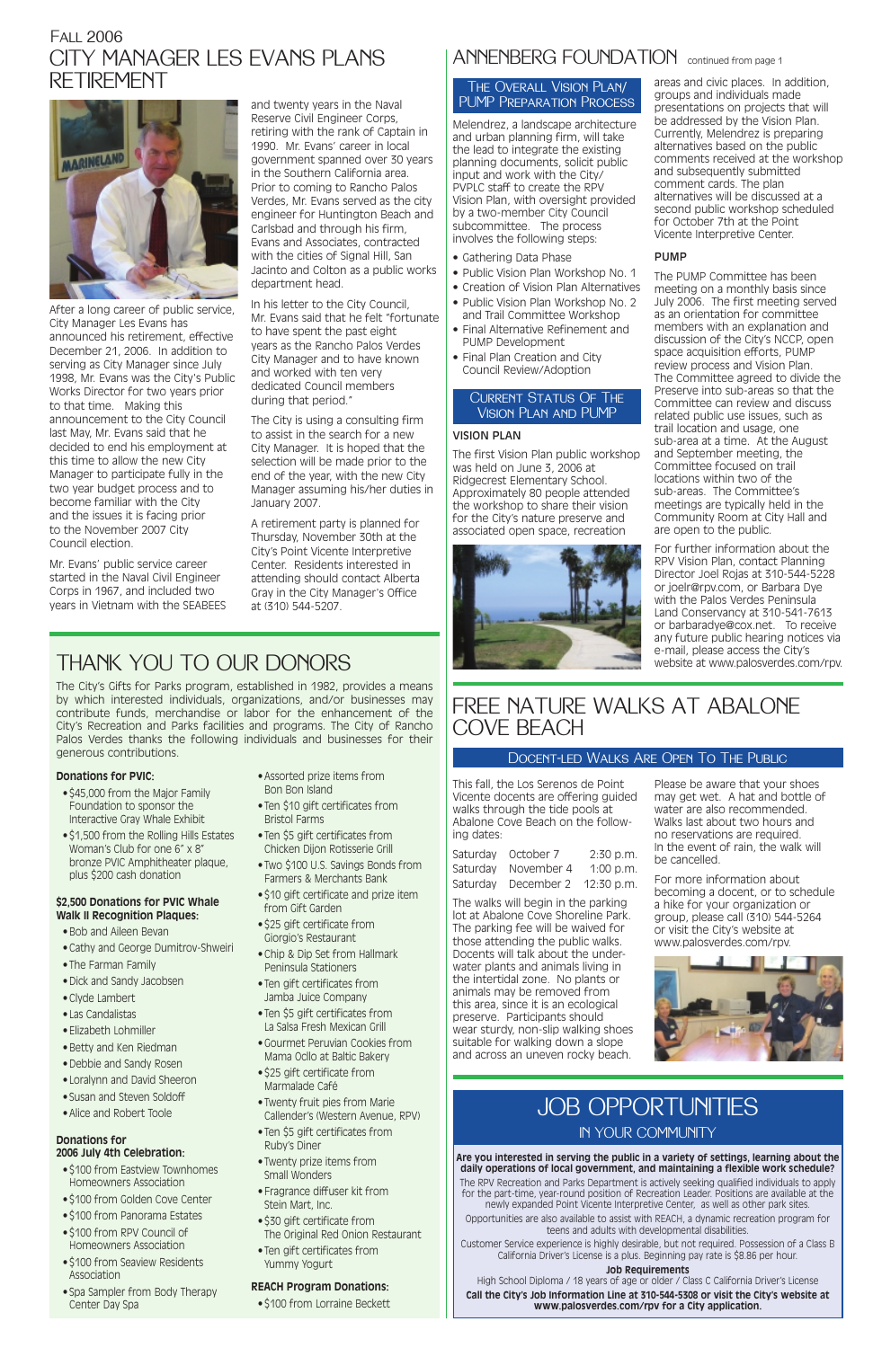Fall 2006

# City Manager Les Evans Plans Retirement

After a long career of public service, City Manager Les Evans has announced his retirement, effective December 21, 2006. In addition to serving as City Manager since July 1998, Mr. Evans was the City's Public Works Director for two years prior to that time. Making this announcement to the City Council last May, Mr. Evans said that he decided to end his employment at this time to allow the new City Manager to participate fully in the two year budget process and to become familiar with the City and the issues it is facing prior to the November 2007 City Council election.

Mr. Evans' public service career started in the Naval Civil Engineer Corps in 1967, and included two years in Vietnam with the SEABEES and twenty years in the Naval Reserve Civil Engineer Corps, retiring with the rank of Captain in 1990. Mr. Evans' career in local government spanned over 30 years in the Southern California area. Prior to coming to Rancho Palos Verdes, Mr. Evans served as the city engineer for Huntington Beach and Carlsbad and through his firm, Evans and Associates, contracted with the cities of Signal Hill, San Jacinto and Colton as a public works department head.

In his letter to the City Council, Mr. Evans said that he felt "fortunate to have spent the past eight years as the Rancho Palos Verdes City Manager and to have known and worked with ten very dedicated Council members during that period."

The City is using a consulting firm to assist in the search for a new City Manager. It is hoped that the selection will be made prior to the end of the year, with the new City Manager assuming his/her duties in January 2007.

A retirement party is planned for Thursday, November 30th at the City's Point Vicente Interpretive Center. Residents interested in attending should contact Alberta Gray in the City Manager's Office at (310) 544-5207.

# Annenberg Foundation continued from page 1

## The Overall Vision Plan/ PUMP Preparation Process

Melendrez, a landscape architecture and urban planning firm, will take the lead to integrate the existing planning documents, solicit public input and work with the City/ PVPLC staff to create the RPV Vision Plan, with oversight provided by a two-member City Council subcommittee. The process involves the following steps:

- Gathering Data Phase
- Public Vision Plan Workshop No. 1
- Creation of Vision Plan Alternatives
- Public Vision Plan Workshop No. 2 and Trail Committee Workshop
- Final Alternative Refinement and PUMP Development
- Final Plan Creation and City Council Review/Adoption

## Current Status Of The Vision Plan and PUMP

### VISION PLAN

The first Vision Plan public workshop was held on June 3, 2006 at Ridgecrest Elementary School. Approximately 80 people attended the workshop to share their vision for the City's nature preserve and associated open space, recreation areas and civic places. In addition, groups and individuals made presentations on projects that will be addressed by the Vision Plan. Currently, Melendrez is preparing alternatives based on the public comments received at the workshop and subsequently submitted comment cards. The plan alternatives will be discussed at a second public workshop scheduled for October 7th at the Point Vicente Interpretive Center.

### PUMP

The PUMP Committee has been meeting on a monthly basis since July 2006. The first meeting served as an orientation for committee members with an explanation and discussion of the City's NCCP, open space acquisition efforts, PUMP review process and Vision Plan. The Committee agreed to divide the Preserve into sub-areas so that the Committee can review and discuss related public use issues, such as trail location and usage, one sub-area at a time. At the August and September meeting, the Committee focused on trail locations within two of the sub-areas. The Committee's meetings are typically held in the Community Room at City Hall and are open to the public.

For further information about the RPV Vision Plan, contact Planning Director Joel Rojas at 310-544-5228 or joelr@rpv.com, or Barbara Dye with the Palos Verdes Peninsula Land Conservancy at 310-541-7613 or barbaradye@cox.net. To receive any future public hearing notices via e-mail, please access the City's website at www.palosverdes.com/rpv.

# Thank You To Our Donors

The City's Gifts for Parks program, established in 1982, provides a means by which interested individuals, organizations, and/or businesses may contribute funds, merchandise or labor for the enhancement of the City's Recreation and Parks facilities and programs. The City of Rancho Palos Verdes thanks the following individuals and businesses for their generous contributions.

**Donations for PVIC:**

- $45,000 from the Major Family Foundation to sponsor the Interactive Gray Whale Exhibit
- $1,500 from the Rolling Hills Estates Woman's Club for one 6" x 8" bronze PVIC Amphitheater plaque, plus $200 cash donation

**$2,500 Donations for PVIC Whale Walk II Recognition Plaques:**

- Bob and Aileen Bevan
- Cathy and George Dumitrov-Shweiri
- The Farman Family
- Dick and Sandy Jacobsen
- Clyde Lambert
- Las Candalistas
- Elizabeth Lohmiller
- Betty and Ken Riedman
- Debbie and Sandy Rosen
- Loralynn and David Sheeron
- Susan and Steven Soldoff
- Alice and Robert Toole

**Donations for 2006 July 4th Celebration:**

- $100 from Eastview Townhomes Homeowners Association
- $100 from Golden Cove Center
- $100 from Panorama Estates
- $100 from RPV Council of Homeowners Association
- $100 from Seaview Residents Association
- Spa Sampler from Body Therapy Center Day Spa
- Assorted prize items from Bon Bon Island
- Ten $10 gift certificates from Bristol Farms
- Ten $5 gift certificates from Chicken Dijon Rotisserie Grill
- Two $100 U.S. Savings Bonds from Farmers & Merchants Bank
- $10 gift certificate and prize item from Gift Garden
- $25 gift certificate from Giorgio's Restaurant
- Chip & Dip Set from Hallmark Peninsula Stationers
- Ten gift certificates from Jamba Juice Company
- Ten $5 gift certificates from La Salsa Fresh Mexican Grill
- Gourmet Peruvian Cookies from Mama Ocllo at Baltic Bakery
- $25 gift certificate from Marmalade Café
- Twenty fruit pies from Marie Callender's (Western Avenue, RPV)
- Ten $5 gift certificates from Ruby's Diner
- Twenty prize items from Small Wonders
- Fragrance diffuser kit from Stein Mart, Inc.
- $30 gift certificate from The Original Red Onion Restaurant
- Ten gift certificates from Yummy Yogurt

**REACH Program Donations:**

- $100 from Lorraine Beckett

# Free Nature Walks at Abalone Cove Beach

## Docent-Led Walks Are Open To The Public

This fall, the Los Serenos de Point Vicente docents are offering guided walks through the tide pools at Abalone Cove Beach on the following dates:

| | | |
|---|---|---|
| Saturday | October 7 | 2:30 p.m. |
| Saturday | November 4 | 1:00 p.m. |
| Saturday | December 2 | 12:30 p.m. |

The walks will begin in the parking lot at Abalone Cove Shoreline Park. The parking fee will be waived for those attending the public walks. Docents will talk about the underwater plants and animals living in the intertidal zone. No plants or animals may be removed from this area, since it is an ecological preserve. Participants should wear sturdy, non-slip walking shoes suitable for walking down a slope and across an uneven rocky beach.

Please be aware that your shoes may get wet. A hat and bottle of water are also recommended. Walks last about two hours and no reservations are required. In the event of rain, the walk will be cancelled.

For more information about becoming a docent, or to schedule a hike for your organization or group, please call (310) 544-5264 or visit the City's website at www.palosverdes.com/rpv.

# Job Opportunities

## In Your Community

**Are you interested in serving the public in a variety of settings, learning about the daily operations of local government, and maintaining a flexible work schedule?**

The RPV Recreation and Parks Department is actively seeking qualified individuals to apply for the part-time, year-round position of Recreation Leader. Positions are available at the newly expanded Point Vicente Interpretive Center, as well as other park sites.

Opportunities are also available to assist with REACH, a dynamic recreation program for teens and adults with developmental disabilities.

Customer Service experience is highly desirable, but not required. Possession of a Class B California Driver's License is a plus. Beginning pay rate is $8.86 per hour.

**Job Requirements**

High School Diploma / 18 years of age or older / Class C California Driver's License

**Call the City's Job Information Line at 310-544-5308 or visit the City's website at www.palosverdes.com/rpv for a City application.**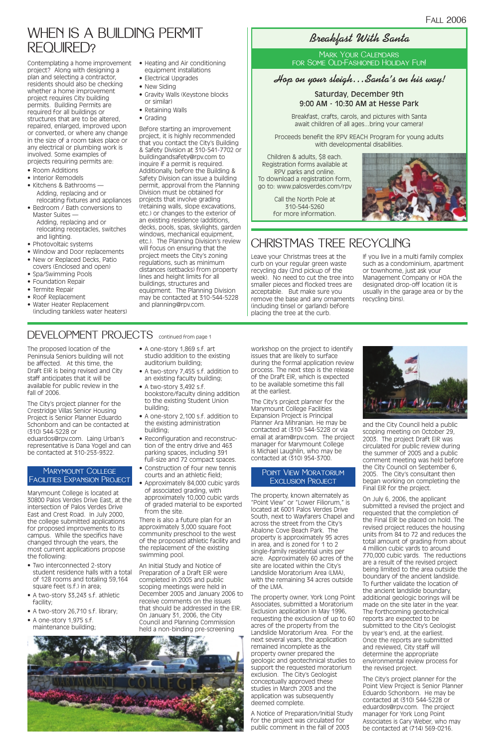# WHEN IS A BUILDING PERMIT REQUIRED?

Contemplating a home improvement project? Along with designing a plan and selecting a contractor, residents should also be checking whether a home improvement project requires City building permits. Building Permits are required for all buildings or structures that are to be altered, repaired, enlarged, improved upon or converted, or where any change in the size of a room takes place or any electrical or plumbing work is involved. Some examples of projects requiring permits are:

- Room Additions
- Interior Remodels
- Kitchens & Bathrooms — Adding, replacing and or relocating fixtures and appliances
- Bedroom / Bath conversions to Master Suites — Adding, replacing and or relocating receptacles, switches and lighting.
- Photovoltaic systems
- Window and Door replacements
- New or Replaced Decks, Patio covers (Enclosed and open)
- Spa/Swimming Pools
- Foundation Repair
- Termite Repair
- Roof Replacement
- Water Heater Replacement (including tankless water heaters)
- Heating and Air conditioning equipment installations
- Electrical Upgrades
- New Siding
- Gravity Walls (Keystone blocks or similar)
- Retaining Walls
- Grading

Before starting an improvement project, it is highly recommended that you contact the City's Building & Safety Division at 310-541-7702 or buildingandsafety@rpv.com to inquire if a permit is required. Additionally, before the Building & Safety Division can issue a building permit, approval from the Planning Division must be obtained for projects that involve grading (retaining walls, slope excavations, etc.) or changes to the exterior of an existing residence (additions, decks, pools, spas, skylights, garden windows, mechanical equipment, etc.). The Planning Division's review will focus on ensuring that the project meets the City's zoning regulations, such as minimum distances (setbacks) from property lines and height limits for all buildings, structures and equipment. The Planning Division may be contacted at 310-544-5228 and planning@rpv.com.

## *Breakfast With Santa*

MARK YOUR CALENDARS FOR SOME OLD-FASHIONED HOLIDAY FUN!

*Hop on your sleigh…Santa's on his way!*

**Saturday, December 9th**
**9:00 AM - 10:30 AM at Hesse Park**

Breakfast, crafts, carols, and pictures with Santa await children of all ages…bring your camera!

Proceeds benefit the RPV REACH Program for young adults with developmental disabilities.

Children & adults, $8 each. Registration forms available at RPV parks and online. To download a registration form, go to: www.palosverdes.com/rpv

Call the North Pole at 310-544-5260 for more information.

# CHRISTMAS TREE RECYCLING

Leave your Christmas trees at the curb on your regular green waste recycling day (2nd pickup of the week). No need to cut the tree into smaller pieces and flocked trees are acceptable. But make sure you remove the base and any ornaments (including tinsel or garland) before placing the tree at the curb.

If you live in a multi family complex such as a condominium, apartment or townhome, just ask your Management Company or HOA the designated drop-off location (it is usually in the garage area or by the recycling bins).

# DEVELOPMENT PROJECTS continued from page 1

The proposed location of the Peninsula Seniors building will not be affected. At this time, the Draft EIR is being revised and City staff anticipates that it will be available for public review in the fall of 2006.

The City's project planner for the Crestridge Villas Senior Housing Project is Senior Planner Eduardo Schonborn and can be contacted at (310) 544-5228 or eduardos@rpv.com. Laing Urban's representative is Dana Yogel and can be contacted at 310-253-9322.

## MARYMOUNT COLLEGE FACILITIES EXPANSION PROJECT

Marymount College is located at 30800 Palos Verdes Drive East, at the intersection of Palos Verdes Drive East and Crest Road. In July 2000, the college submitted applications for proposed improvements to its campus. While the specifics have changed through the years, the most current applications propose the following:

- Two interconnected 2-story student residence halls with a total of 128 rooms and totaling 59,164 square feet (s.f.) in area;
- A two-story 33,243 s.f. athletic facility;
- A two-story 26,710 s.f. library;
- A one-story 1,975 s.f. maintenance building;
- A one-story 1,869 s.f. art studio addition to the existing auditorium building;
- A two-story 7,455 s.f. addition to an existing faculty building;
- A two-story 3,492 s.f. bookstore/faculty dining addition to the existing Student Union building;
- A one-story 2,100 s.f. addition to the existing administration building;
- Reconfiguration and reconstruction of the entry drive and 463 parking spaces, including 391 full-size and 72 compact spaces.
- Construction of four new tennis courts and an athletic field;
- Approximately 84,000 cubic yards of associated grading, with approximately 10,000 cubic yards of graded material to be exported from the site.

There is also a future plan for an approximately 3,000 square foot community preschool to the west of the proposed athletic facility and the replacement of the existing swimming pool.

An Initial Study and Notice of Preparation of a Draft EIR were completed in 2005 and public scoping meetings were held in December 2005 and January 2006 to receive comments on the issues that should be addressed in the EIR. On January 31, 2006, the City Council and Planning Commission held a non-binding pre-screening workshop on the project to identify issues that are likely to surface during the formal application review process. The next step is the release of the Draft EIR, which is expected to be available sometime this fall at the earliest.

The City's project planner for the Marymount College Facilities Expansion Project is Principal Planner Ara Mihranian. He may be contacted at (310) 544-5228 or via email at aram@rpv.com. The project manager for Marymount College is Michael Laughlin, who may be contacted at (310) 954-3700.

## POINT VIEW MORATORIUM EXCLUSION PROJECT

The property, known alternately as "Point View" or "Lower Filiorum," is located at 6001 Palos Verdes Drive South, next to Wayfarers Chapel and across the street from the City's Abalone Cove Beach Park. The property is approximately 95 acres in area, and is zoned for 1 to 2 single-family residential units per acre. Approximately 60 acres of the site are located within the City's Landslide Moratorium Area (LMA), with the remaining 34 acres outside of the LMA.

The property owner, York Long Point Associates, submitted a Moratorium Exclusion application in May 1996, requesting the exclusion of up to 60 acres of the property from the Landslide Moratorium Area. For the next several years, the application remained incomplete as the property owner prepared the geologic and geotechnical studies to support the requested moratorium exclusion. The City's Geologist conceptually approved these studies in March 2003 and the application was subsequently deemed complete.

A Notice of Preparation/Initial Study for the project was circulated for public comment in the fall of 2003 and the City Council held a public scoping meeting on October 29, 2003. The project Draft EIR was circulated for public review during the summer of 2005 and a public comment meeting was held before the City Council on September 6, 2005. The City's consultant then began working on completing the Final EIR for the project.

On July 6, 2006, the applicant submitted a revised the project and requested that the completion of the Final EIR be placed on hold. The revised project reduces the housing units from 84 to 72 and reduces the total amount of grading from about 4 million cubic yards to around 770,000 cubic yards. The reductions are a result of the revised project being limited to the area outside the boundary of the ancient landslide. To further validate the location of the ancient landslide boundary, additional geologic borings will be made on the site later in the year. The forthcoming geotechnical reports are expected to be submitted to the City's Geologist by year's end, at the earliest. Once the reports are submitted and reviewed, City staff will determine the appropriate environmental review process for the revised project.

The City's project planner for the Point View Project is Senior Planner Eduardo Schonborn. He may be contacted at (310) 544-5228 or eduardos@rpv.com. The project manager for York Long Point Associates is Gary Weber, who may be contacted at (714) 569-0216.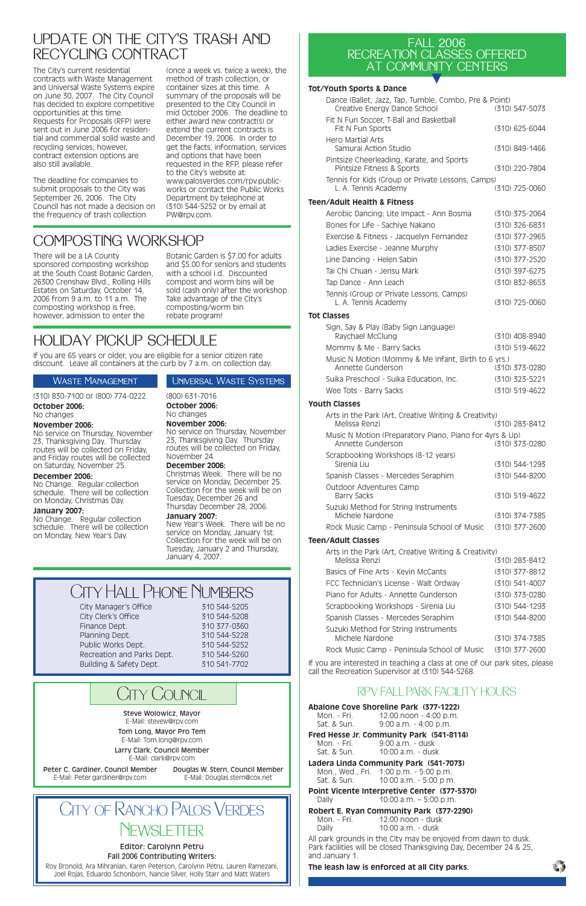# UPDATE ON THE CITY'S TRASH AND RECYCLING CONTRACT

The City's current residential contracts with Waste Management and Universal Waste Systems expire on June 30, 2007. The City Council has decided to explore competitive opportunities at this time. Requests for Proposals (RFP) were sent out in June 2006 for residential and commercial solid waste and recycling services; however, contract extension options are also still available.

The deadline for companies to submit proposals to the City was September 26, 2006. The City Council has not made a decision on the frequency of trash collection (once a week vs. twice a week), the method of trash collection, or container sizes at this time. A summary of the proposals will be presented to the City Council in mid October 2006. The deadline to either award new contract(s) or extend the current contracts is December 19, 2006. In order to get the facts, information, services and options that have been requested in the RFP, please refer to the City's website at: www.palosverdes.com/rpv.publicworks or contact the Public Works Department by telephone at (310) 544-5252 or by email at PW@rpv.com.

# COMPOSTING WORKSHOP

There will be a LA County sponsored composting workshop at the South Coast Botanic Garden, 26300 Crenshaw Blvd., Rolling Hills Estates on Saturday, October 14, 2006 from 9 a.m. to 11 a.m. The composting workshop is free, however, admission to enter the Botanic Garden is $7.00 for adults and $5.00 for seniors and students with a school i.d. Discounted compost and worm bins will be sold (cash only) after the workshop. Take advantage of the City's composting/worm bin rebate program!

# HOLIDAY PICKUP SCHEDULE

If you are 65 years or older, you are eligible for a senior citizen rate discount. Leave all containers at the curb by 7 a.m. on collection day.

## Waste Management

(310) 830-7100 or (800) 774-0222

**October 2006:**
No changes

**November 2006:**
No service on Thursday, November 23, Thanksgiving Day. Thursday routes will be collected on Friday, and Friday routes will be collected on Saturday, November 25.

**December 2006:**
No Change. Regular collection schedule. There will be collection on Monday, Christmas Day.

**January 2007:**
No Change. Regular collection schedule. There will be collection on Monday, New Year's Day.

## Universal Waste Systems

(800) 631-7016

**October 2006:**
No changes

**November 2006:**
No service on Thursday, November 23, Thanksgiving Day. Thursday routes will be collected on Friday, November 24.

**December 2006:**
Christmas Week. There will be no service on Monday, December 25. Collection for the week will be on Tuesday, December 26 and Thursday December 28, 2006.

**January 2007:**
New Year's Week. There will be no service on Monday, January 1st. Collection for the week will be on Tuesday, January 2 and Thursday, January 4, 2007.

# City Hall Phone Numbers

| | |
|---|---|
| City Manager's Office | 310 544-5205 |
| City Clerk's Office | 310 544-5208 |
| Finance Dept. | 310 377-0360 |
| Planning Dept. | 310 544-5228 |
| Public Works Dept. | 310 544-5252 |
| Recreation and Parks Dept. | 310 544-5260 |
| Building & Safety Dept. | 310 541-7702 |

# City Council

**Steve Wolowicz, Mayor**
E-Mail: stevew@rpv.com

**Tom Long, Mayor Pro Tem**
E-Mail: Tom.long@rpv.com

**Larry Clark, Council Member**
E-Mail: clark@rpv.com

**Peter C. Gardiner, Council Member**
E-Mail: Peter.gardiner@rpv.com

**Douglas W. Stern, Council Member**
E-Mail: Douglas.stern@cox.net

# City of Rancho Palos Verdes Newsletter

**Editor: Carolynn Petru**
**Fall 2006 Contributing Writers:**
Roy Bronold, Ara Mihranian, Karen Peterson, Carolynn Petru, Lauren Ramezani, Joel Rojas, Eduardo Schonborn, Nancie Silver, Holly Starr and Matt Waters

# FALL 2006 RECREATION CLASSES OFFERED AT COMMUNITY CENTERS

### Tot/Youth Sports & Dance

| | |
|---|---|
| Dance (Ballet, Jazz, Tap, Tumble, Combo, Pre & Point) Creative Energy Dance School | (310) 547-5073 |
| Fit N Fun Soccer, T-Ball and Basketball Fit N Fun Sports | (310) 625-6044 |
| Hero Martial Arts Samurai Action Studio | (310) 849-1466 |
| Pintsize Cheerleading, Karate, and Sports Pintsize Fitness & Sports | (310) 220-7804 |
| Tennis for Kids (Group or Private Lessons, Camps) L. A. Tennis Academy | (310) 725-0060 |

### Teen/Adult Health & Fitness

| | |
|---|---|
| Aerobic Dancing: Lite Impact - Ann Bosma | (310) 375-2064 |
| Bones for Life - Sachiye Nakano | (310) 326-6831 |
| Exercise & Fitness - Jacquelyn Fernandez | (310) 377-2965 |
| Ladies Exercise - Jeanne Murphy | (310) 377-8507 |
| Line Dancing - Helen Sabin | (310) 377-2520 |
| Tai Chi Chuan - Jensu Mark | (310) 397-6275 |
| Tap Dance - Ann Leach | (310) 832-8653 |
| Tennis (Group or Private Lessons, Camps) L. A. Tennis Academy | (310) 725-0060 |

### Tot Classes

| | |
|---|---|
| Sign, Say & Play (Baby Sign Language) Raychael McClung | (310) 408-8940 |
| Mommy & Me - Barry Sacks | (310) 519-4622 |
| Music N Motion (Mommy & Me Infant, Birth to 6 yrs.) Annette Gunderson | (310) 373-0280 |
| Suika Preschool - Suika Education, Inc. | (310) 323-5221 |
| Wee Tots - Barry Sacks | (310) 519-4622 |

### Youth Classes

| | |
|---|---|
| Arts in the Park (Art, Creative Writing & Creativity) Melissa Renzi | (310) 283-8412 |
| Music N Motion (Preparatory Piano, Piano for 4yrs & Up) Annette Gunderson | (310) 373-0280 |
| Scrapbooking Workshops (8-12 years) Sirenia Liu | (310) 544-1293 |
| Spanish Classes - Mercedes Seraphim | (310) 544-8200 |
| Outdoor Adventures Camp Barry Sacks | (310) 519-4622 |
| Suzuki Method for String Instruments Michele Nardone | (310) 374-7385 |
| Rock Music Camp - Peninsula School of Music | (310) 377-2600 |

### Teen/Adult Classes

| | |
|---|---|
| Arts in the Park (Art, Creative Writing & Creativity) Melissa Renzi | (310) 283-8412 |
| Basics of Fine Arts - Kevin McCants | (310) 377-8812 |
| FCC Technician's License - Walt Ordway | (310) 541-4007 |
| Piano for Adults - Annette Gunderson | (310) 373-0280 |
| Scrapbooking Workshops - Sirenia Liu | (310) 544-1293 |
| Spanish Classes - Mercedes Seraphim | (310) 544-8200 |
| Suzuki Method for String Instruments Michele Nardone | (310) 374-7385 |
| Rock Music Camp - Peninsula School of Music | (310) 377-2600 |

If you are interested in teaching a class at one of our park sites, please call the Recreation Supervisor at (310) 544-5268.

# RPV FALL PARK FACILITY HOURS

**Abalone Cove Shoreline Park (377-1222)**
Mon. - Fri. 12:00 noon - 4:00 p.m.
Sat. & Sun. 9:00 a.m. - 4:00 p.m.

**Fred Hesse Jr. Community Park (541-8114)**
Mon. - Fri. 9:00 a.m. - dusk
Sat. & Sun. 10:00 a.m. - dusk

**Ladera Linda Community Park (541-7073)**
Mon., Wed., Fri. 1:00 p.m. - 5:00 p.m.
Sat. & Sun. 10:00 a.m. - 5:00 p.m.

**Point Vicente Interpretive Center (377-5370)**
Daily 10:00 a.m. – 5:00 p.m.

**Robert E. Ryan Community Park (377-2290)**
Mon. - Fri. 12:00 noon - dusk
Daily 10:00 a.m. - dusk

All park grounds in the City may be enjoyed from dawn to dusk. Park facilities will be closed Thanksgiving Day, December 24 & 25, and January 1.

**The leash law is enforced at all City parks.**